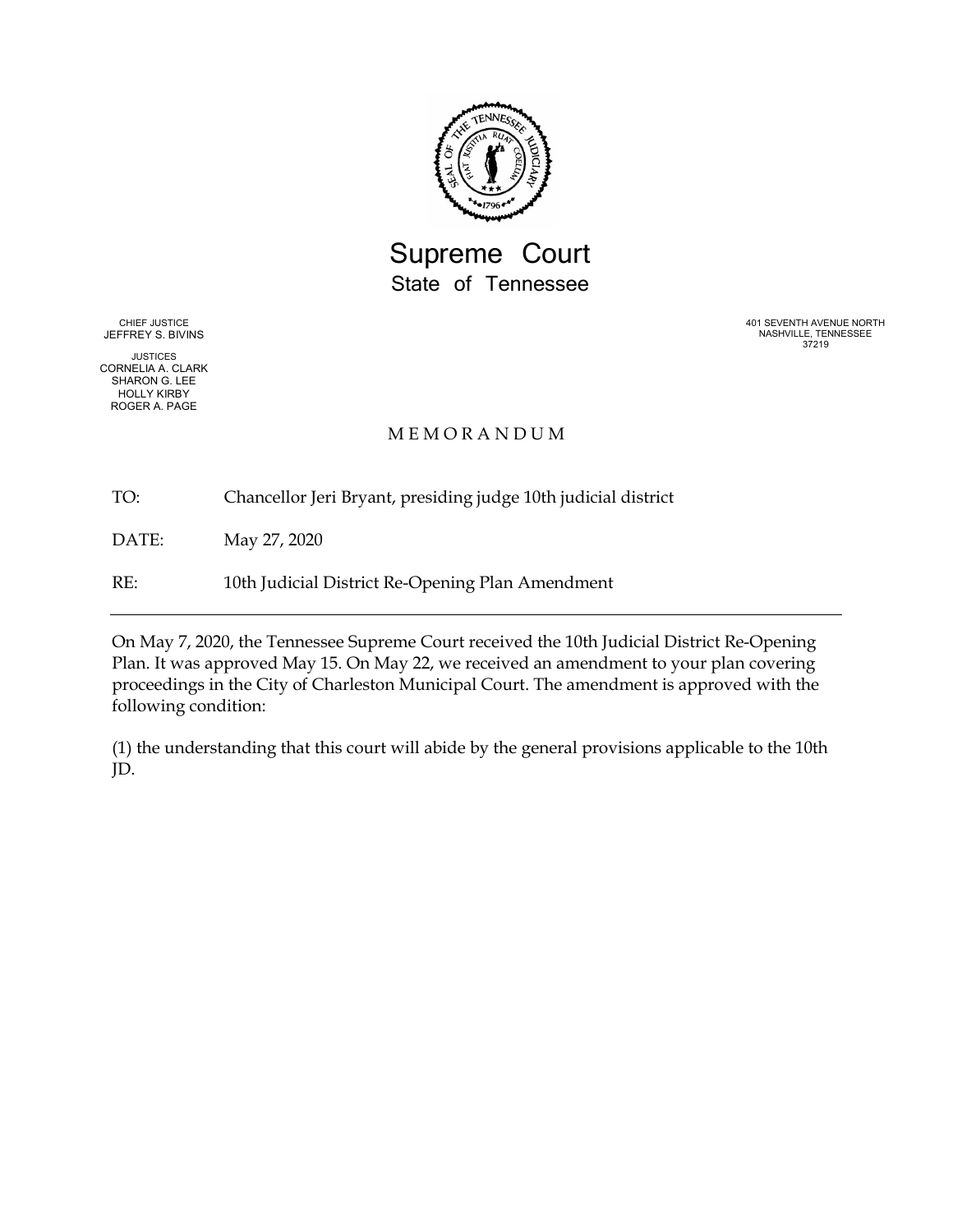# Supreme Court
## State of Tennessee

CHIEF JUSTICE
JEFFREY S. BIVINS

JUSTICES
CORNELIA A. CLARK
SHARON G. LEE
HOLLY KIRBY
ROGER A. PAGE

401 SEVENTH AVENUE NORTH
NASHVILLE, TENNESSEE
37219

MEMORANDUM

TO: Chancellor Jeri Bryant, presiding judge 10th judicial district

DATE: May 27, 2020

RE: 10th Judicial District Re-Opening Plan Amendment

---

On May 7, 2020, the Tennessee Supreme Court received the 10th Judicial District Re-Opening Plan. It was approved May 15. On May 22, we received an amendment to your plan covering proceedings in the City of Charleston Municipal Court. The amendment is approved with the following condition:

(1) the understanding that this court will abide by the general provisions applicable to the 10th JD.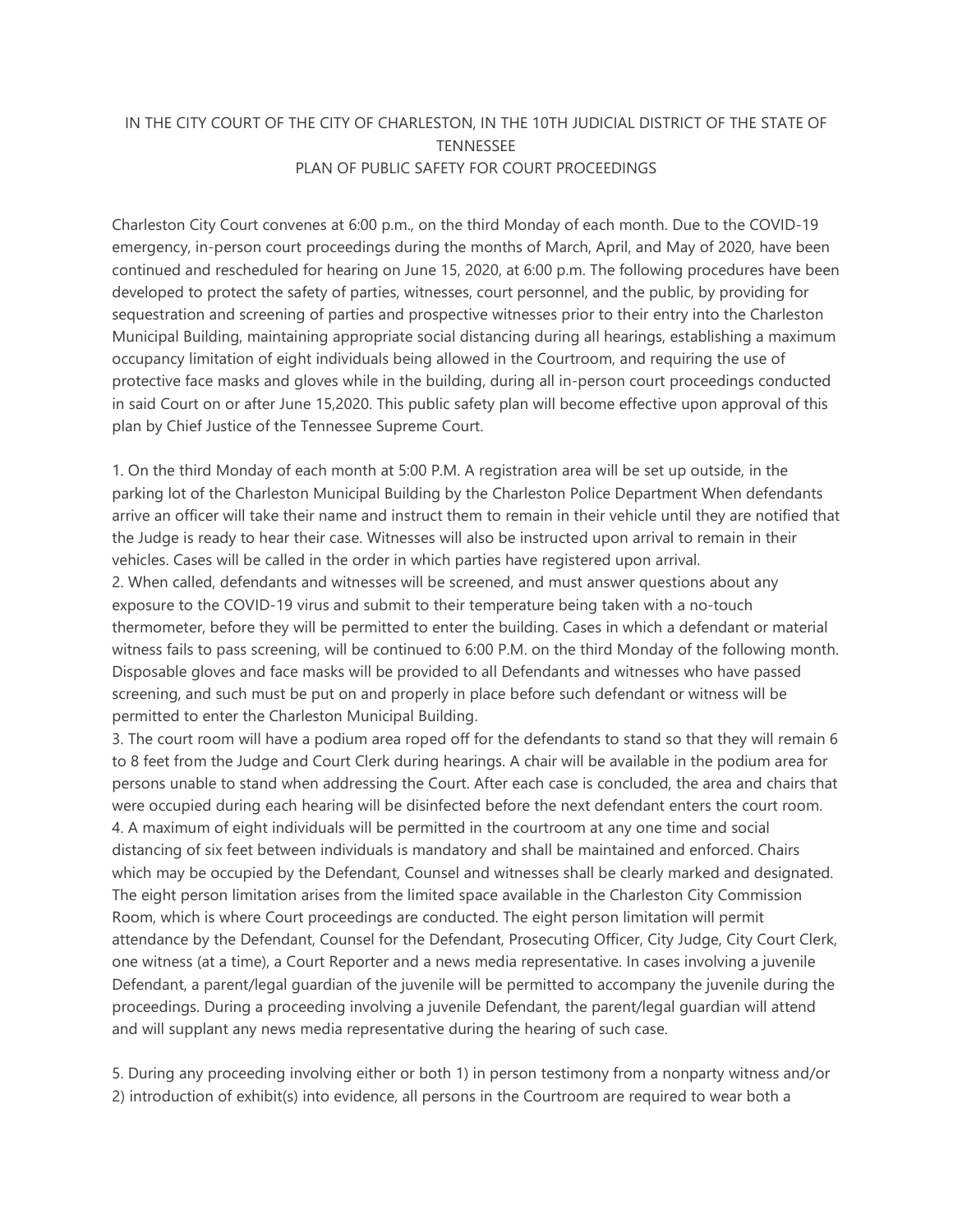IN THE CITY COURT OF THE CITY OF CHARLESTON, IN THE 10TH JUDICIAL DISTRICT OF THE STATE OF TENNESSEE
PLAN OF PUBLIC SAFETY FOR COURT PROCEEDINGS

Charleston City Court convenes at 6:00 p.m., on the third Monday of each month. Due to the COVID-19 emergency, in-person court proceedings during the months of March, April, and May of 2020, have been continued and rescheduled for hearing on June 15, 2020, at 6:00 p.m. The following procedures have been developed to protect the safety of parties, witnesses, court personnel, and the public, by providing for sequestration and screening of parties and prospective witnesses prior to their entry into the Charleston Municipal Building, maintaining appropriate social distancing during all hearings, establishing a maximum occupancy limitation of eight individuals being allowed in the Courtroom, and requiring the use of protective face masks and gloves while in the building, during all in-person court proceedings conducted in said Court on or after June 15,2020. This public safety plan will become effective upon approval of this plan by Chief Justice of the Tennessee Supreme Court.

1. On the third Monday of each month at 5:00 P.M. A registration area will be set up outside, in the parking lot of the Charleston Municipal Building by the Charleston Police Department When defendants arrive an officer will take their name and instruct them to remain in their vehicle until they are notified that the Judge is ready to hear their case. Witnesses will also be instructed upon arrival to remain in their vehicles. Cases will be called in the order in which parties have registered upon arrival.
2. When called, defendants and witnesses will be screened, and must answer questions about any exposure to the COVID-19 virus and submit to their temperature being taken with a no-touch thermometer, before they will be permitted to enter the building. Cases in which a defendant or material witness fails to pass screening, will be continued to 6:00 P.M. on the third Monday of the following month. Disposable gloves and face masks will be provided to all Defendants and witnesses who have passed screening, and such must be put on and properly in place before such defendant or witness will be permitted to enter the Charleston Municipal Building.
3. The court room will have a podium area roped off for the defendants to stand so that they will remain 6 to 8 feet from the Judge and Court Clerk during hearings. A chair will be available in the podium area for persons unable to stand when addressing the Court. After each case is concluded, the area and chairs that were occupied during each hearing will be disinfected before the next defendant enters the court room.
4. A maximum of eight individuals will be permitted in the courtroom at any one time and social distancing of six feet between individuals is mandatory and shall be maintained and enforced. Chairs which may be occupied by the Defendant, Counsel and witnesses shall be clearly marked and designated. The eight person limitation arises from the limited space available in the Charleston City Commission Room, which is where Court proceedings are conducted. The eight person limitation will permit attendance by the Defendant, Counsel for the Defendant, Prosecuting Officer, City Judge, City Court Clerk, one witness (at a time), a Court Reporter and a news media representative. In cases involving a juvenile Defendant, a parent/legal guardian of the juvenile will be permitted to accompany the juvenile during the proceedings. During a proceeding involving a juvenile Defendant, the parent/legal guardian will attend and will supplant any news media representative during the hearing of such case.

5. During any proceeding involving either or both 1) in person testimony from a nonparty witness and/or 2) introduction of exhibit(s) into evidence, all persons in the Courtroom are required to wear both a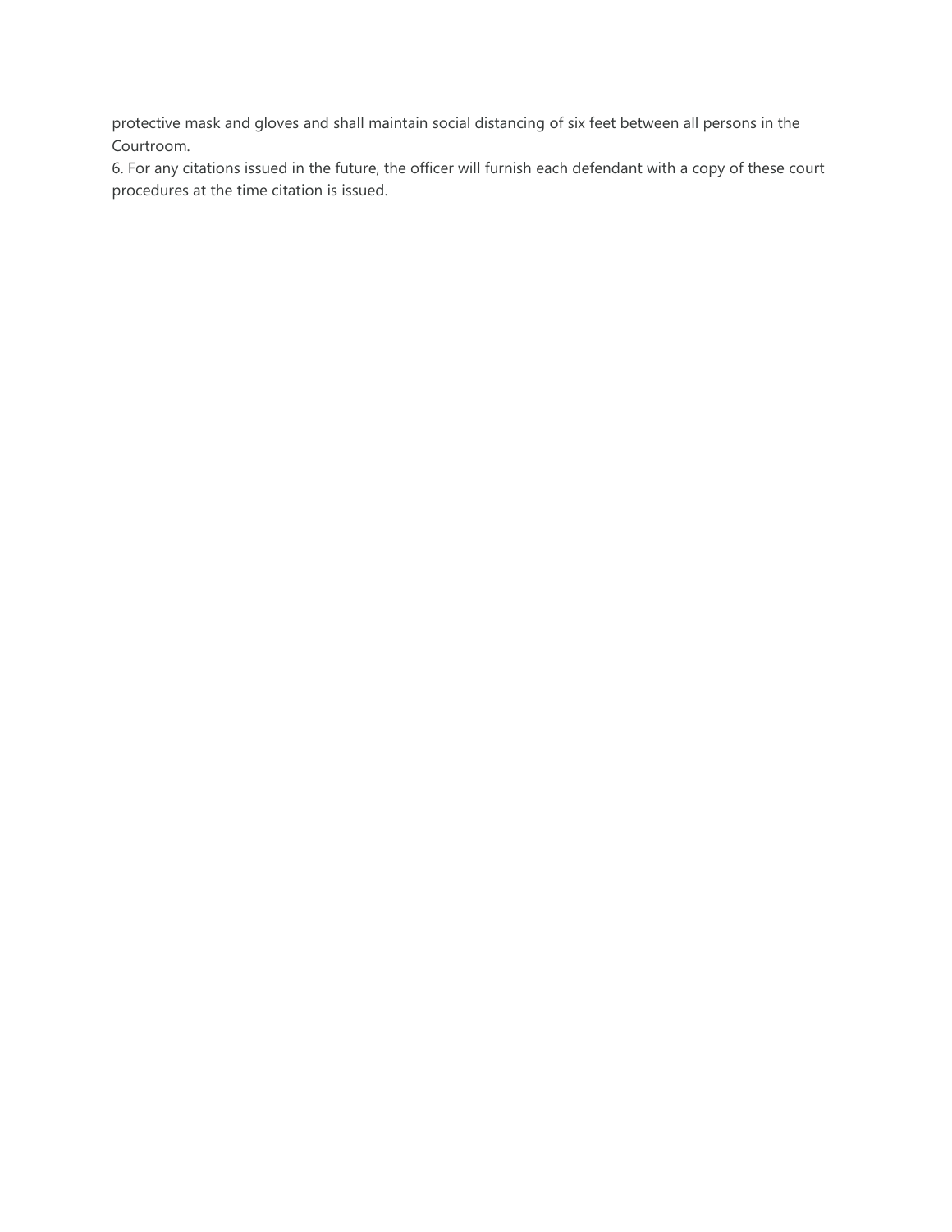protective mask and gloves and shall maintain social distancing of six feet between all persons in the Courtroom.

6. For any citations issued in the future, the officer will furnish each defendant with a copy of these court procedures at the time citation is issued.